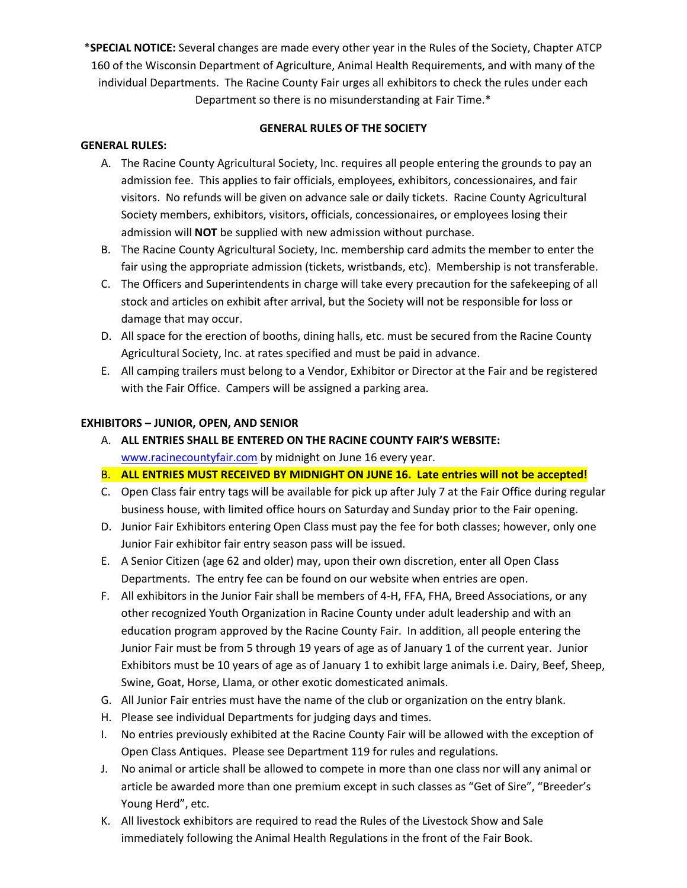***SPECIAL NOTICE:** Several changes are made every other year in the Rules of the Society, Chapter ATCP 160 of the Wisconsin Department of Agriculture, Animal Health Requirements, and with many of the individual Departments. The Racine County Fair urges all exhibitors to check the rules under each Department so there is no misunderstanding at Fair Time.*

## GENERAL RULES OF THE SOCIETY

**GENERAL RULES:**

A. The Racine County Agricultural Society, Inc. requires all people entering the grounds to pay an admission fee. This applies to fair officials, employees, exhibitors, concessionaires, and fair visitors. No refunds will be given on advance sale or daily tickets. Racine County Agricultural Society members, exhibitors, visitors, officials, concessionaires, or employees losing their admission will **NOT** be supplied with new admission without purchase.

B. The Racine County Agricultural Society, Inc. membership card admits the member to enter the fair using the appropriate admission (tickets, wristbands, etc). Membership is not transferable.

C. The Officers and Superintendents in charge will take every precaution for the safekeeping of all stock and articles on exhibit after arrival, but the Society will not be responsible for loss or damage that may occur.

D. All space for the erection of booths, dining halls, etc. must be secured from the Racine County Agricultural Society, Inc. at rates specified and must be paid in advance.

E. All camping trailers must belong to a Vendor, Exhibitor or Director at the Fair and be registered with the Fair Office. Campers will be assigned a parking area.

**EXHIBITORS – JUNIOR, OPEN, AND SENIOR**

A. **ALL ENTRIES SHALL BE ENTERED ON THE RACINE COUNTY FAIR'S WEBSITE:** www.racinecountyfair.com by midnight on June 16 every year.

B. **ALL ENTRIES MUST RECEIVED BY MIDNIGHT ON JUNE 16. Late entries will not be accepted!**

C. Open Class fair entry tags will be available for pick up after July 7 at the Fair Office during regular business house, with limited office hours on Saturday and Sunday prior to the Fair opening.

D. Junior Fair Exhibitors entering Open Class must pay the fee for both classes; however, only one Junior Fair exhibitor fair entry season pass will be issued.

E. A Senior Citizen (age 62 and older) may, upon their own discretion, enter all Open Class Departments. The entry fee can be found on our website when entries are open.

F. All exhibitors in the Junior Fair shall be members of 4-H, FFA, FHA, Breed Associations, or any other recognized Youth Organization in Racine County under adult leadership and with an education program approved by the Racine County Fair. In addition, all people entering the Junior Fair must be from 5 through 19 years of age as of January 1 of the current year. Junior Exhibitors must be 10 years of age as of January 1 to exhibit large animals i.e. Dairy, Beef, Sheep, Swine, Goat, Horse, Llama, or other exotic domesticated animals.

G. All Junior Fair entries must have the name of the club or organization on the entry blank.

H. Please see individual Departments for judging days and times.

I. No entries previously exhibited at the Racine County Fair will be allowed with the exception of Open Class Antiques. Please see Department 119 for rules and regulations.

J. No animal or article shall be allowed to compete in more than one class nor will any animal or article be awarded more than one premium except in such classes as "Get of Sire", "Breeder's Young Herd", etc.

K. All livestock exhibitors are required to read the Rules of the Livestock Show and Sale immediately following the Animal Health Regulations in the front of the Fair Book.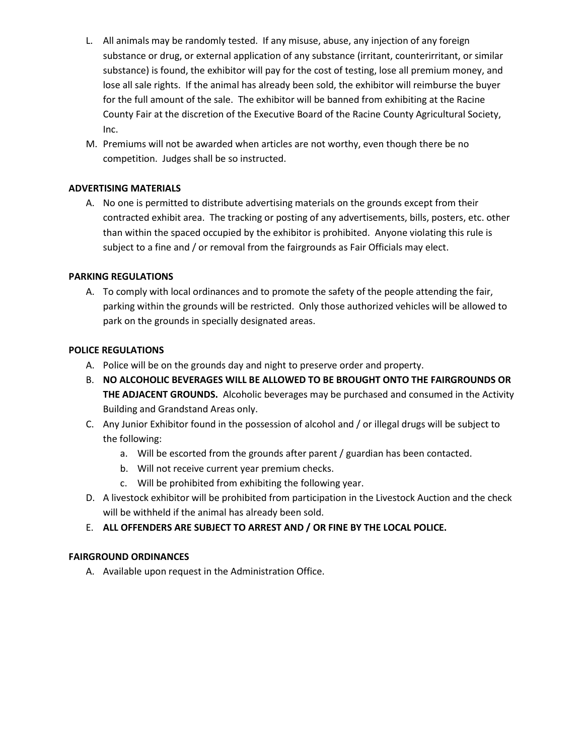L. All animals may be randomly tested. If any misuse, abuse, any injection of any foreign substance or drug, or external application of any substance (irritant, counterirritant, or similar substance) is found, the exhibitor will pay for the cost of testing, lose all premium money, and lose all sale rights. If the animal has already been sold, the exhibitor will reimburse the buyer for the full amount of the sale. The exhibitor will be banned from exhibiting at the Racine County Fair at the discretion of the Executive Board of the Racine County Agricultural Society, Inc.

M. Premiums will not be awarded when articles are not worthy, even though there be no competition. Judges shall be so instructed.

**ADVERTISING MATERIALS**

A. No one is permitted to distribute advertising materials on the grounds except from their contracted exhibit area. The tracking or posting of any advertisements, bills, posters, etc. other than within the spaced occupied by the exhibitor is prohibited. Anyone violating this rule is subject to a fine and / or removal from the fairgrounds as Fair Officials may elect.

**PARKING REGULATIONS**

A. To comply with local ordinances and to promote the safety of the people attending the fair, parking within the grounds will be restricted. Only those authorized vehicles will be allowed to park on the grounds in specially designated areas.

**POLICE REGULATIONS**

A. Police will be on the grounds day and night to preserve order and property.

B. **NO ALCOHOLIC BEVERAGES WILL BE ALLOWED TO BE BROUGHT ONTO THE FAIRGROUNDS OR THE ADJACENT GROUNDS.** Alcoholic beverages may be purchased and consumed in the Activity Building and Grandstand Areas only.

C. Any Junior Exhibitor found in the possession of alcohol and / or illegal drugs will be subject to the following:
   a. Will be escorted from the grounds after parent / guardian has been contacted.
   b. Will not receive current year premium checks.
   c. Will be prohibited from exhibiting the following year.

D. A livestock exhibitor will be prohibited from participation in the Livestock Auction and the check will be withheld if the animal has already been sold.

E. **ALL OFFENDERS ARE SUBJECT TO ARREST AND / OR FINE BY THE LOCAL POLICE.**

**FAIRGROUND ORDINANCES**

A. Available upon request in the Administration Office.